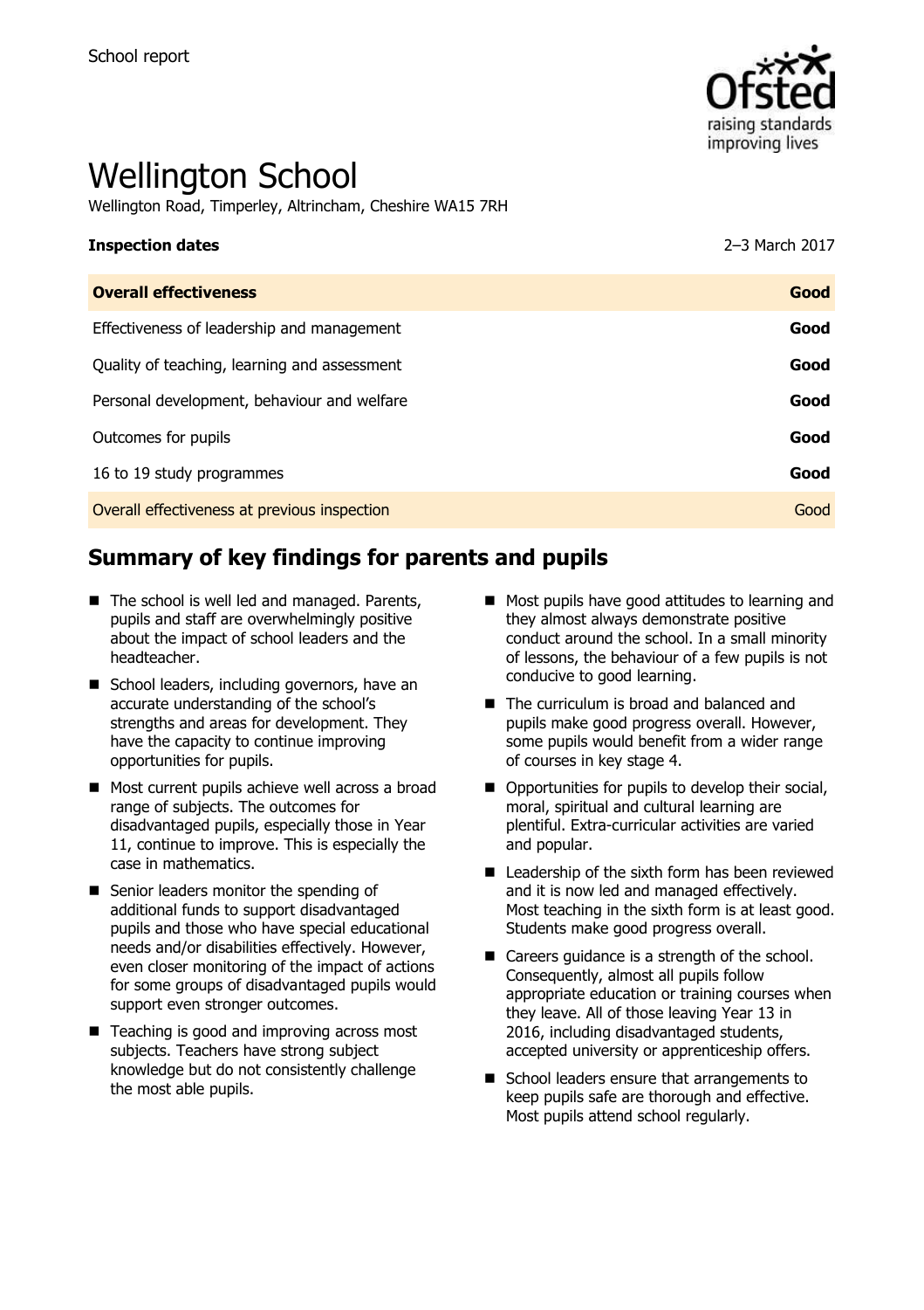School report

# Wellington School

Wellington Road, Timperley, Altrincham, Cheshire WA15 7RH

| **Inspection dates** | 2–3 March 2017 |
|---|---|
| **Overall effectiveness** | **Good** |
| Effectiveness of leadership and management | **Good** |
| Quality of teaching, learning and assessment | **Good** |
| Personal development, behaviour and welfare | **Good** |
| Outcomes for pupils | **Good** |
| 16 to 19 study programmes | **Good** |
| Overall effectiveness at previous inspection | Good |

## Summary of key findings for parents and pupils

- The school is well led and managed. Parents, pupils and staff are overwhelmingly positive about the impact of school leaders and the headteacher.
- School leaders, including governors, have an accurate understanding of the school's strengths and areas for development. They have the capacity to continue improving opportunities for pupils.
- Most current pupils achieve well across a broad range of subjects. The outcomes for disadvantaged pupils, especially those in Year 11, continue to improve. This is especially the case in mathematics.
- Senior leaders monitor the spending of additional funds to support disadvantaged pupils and those who have special educational needs and/or disabilities effectively. However, even closer monitoring of the impact of actions for some groups of disadvantaged pupils would support even stronger outcomes.
- Teaching is good and improving across most subjects. Teachers have strong subject knowledge but do not consistently challenge the most able pupils.
- Most pupils have good attitudes to learning and they almost always demonstrate positive conduct around the school. In a small minority of lessons, the behaviour of a few pupils is not conducive to good learning.
- The curriculum is broad and balanced and pupils make good progress overall. However, some pupils would benefit from a wider range of courses in key stage 4.
- Opportunities for pupils to develop their social, moral, spiritual and cultural learning are plentiful. Extra-curricular activities are varied and popular.
- Leadership of the sixth form has been reviewed and it is now led and managed effectively. Most teaching in the sixth form is at least good. Students make good progress overall.
- Careers guidance is a strength of the school. Consequently, almost all pupils follow appropriate education or training courses when they leave. All of those leaving Year 13 in 2016, including disadvantaged students, accepted university or apprenticeship offers.
- School leaders ensure that arrangements to keep pupils safe are thorough and effective. Most pupils attend school regularly.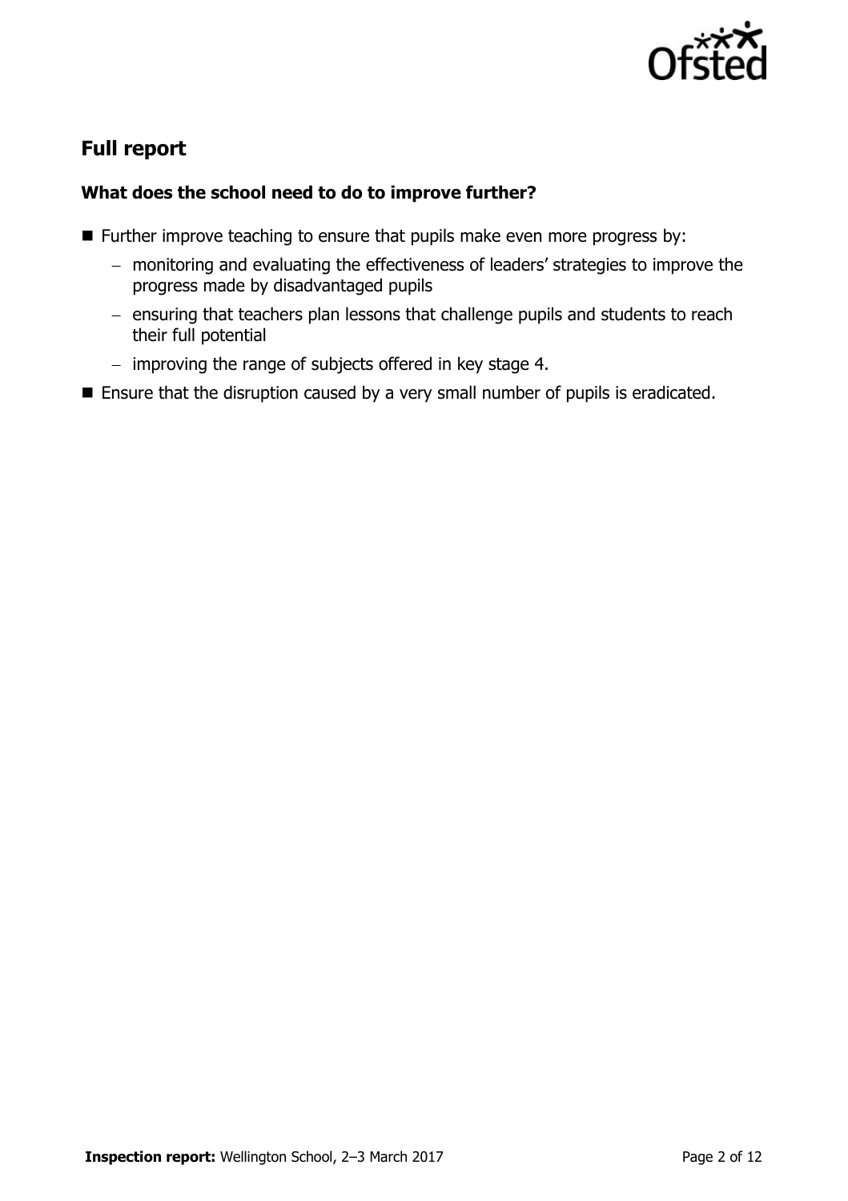## Full report

### What does the school need to do to improve further?

- Further improve teaching to ensure that pupils make even more progress by:
  - monitoring and evaluating the effectiveness of leaders' strategies to improve the progress made by disadvantaged pupils
  - ensuring that teachers plan lessons that challenge pupils and students to reach their full potential
  - improving the range of subjects offered in key stage 4.
- Ensure that the disruption caused by a very small number of pupils is eradicated.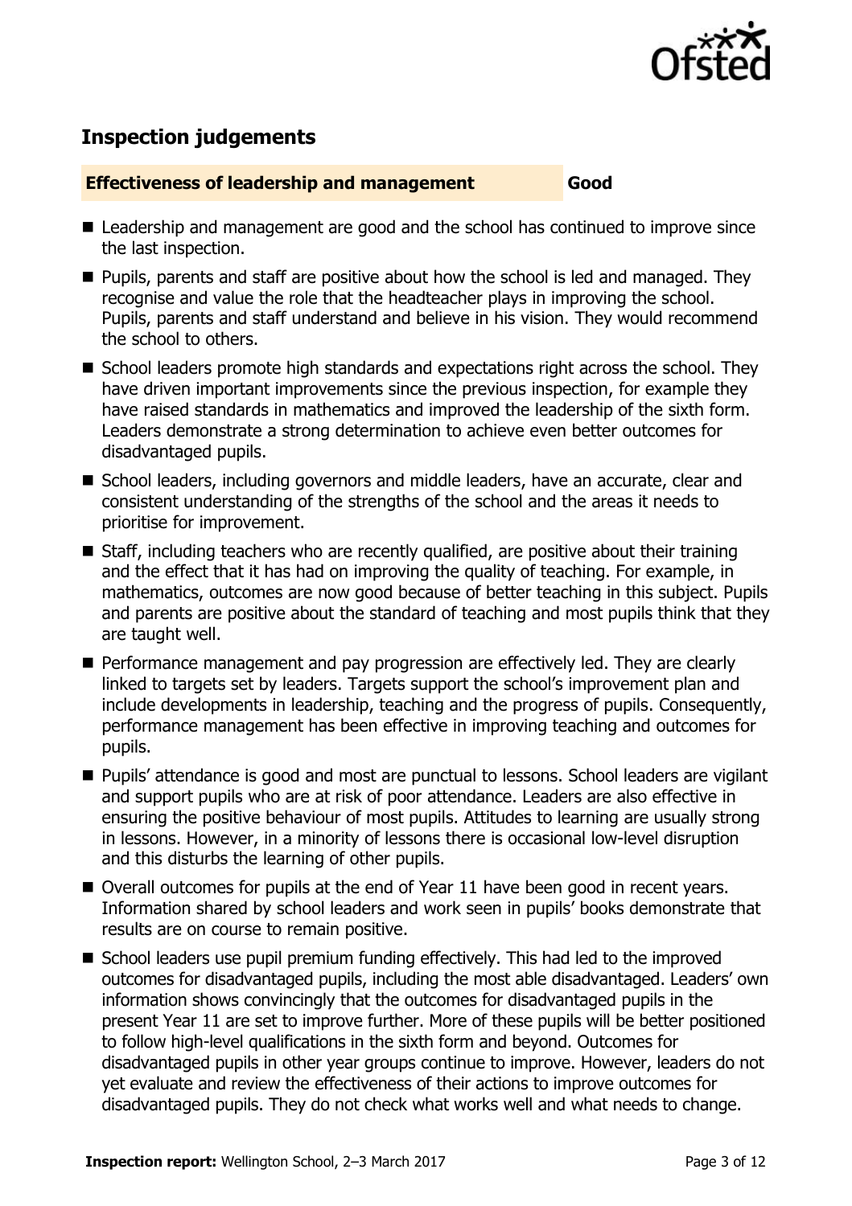## Inspection judgements

| **Effectiveness of leadership and management** | **Good** |
|---|---|

- Leadership and management are good and the school has continued to improve since the last inspection.
- Pupils, parents and staff are positive about how the school is led and managed. They recognise and value the role that the headteacher plays in improving the school. Pupils, parents and staff understand and believe in his vision. They would recommend the school to others.
- School leaders promote high standards and expectations right across the school. They have driven important improvements since the previous inspection, for example they have raised standards in mathematics and improved the leadership of the sixth form. Leaders demonstrate a strong determination to achieve even better outcomes for disadvantaged pupils.
- School leaders, including governors and middle leaders, have an accurate, clear and consistent understanding of the strengths of the school and the areas it needs to prioritise for improvement.
- Staff, including teachers who are recently qualified, are positive about their training and the effect that it has had on improving the quality of teaching. For example, in mathematics, outcomes are now good because of better teaching in this subject. Pupils and parents are positive about the standard of teaching and most pupils think that they are taught well.
- Performance management and pay progression are effectively led. They are clearly linked to targets set by leaders. Targets support the school's improvement plan and include developments in leadership, teaching and the progress of pupils. Consequently, performance management has been effective in improving teaching and outcomes for pupils.
- Pupils' attendance is good and most are punctual to lessons. School leaders are vigilant and support pupils who are at risk of poor attendance. Leaders are also effective in ensuring the positive behaviour of most pupils. Attitudes to learning are usually strong in lessons. However, in a minority of lessons there is occasional low-level disruption and this disturbs the learning of other pupils.
- Overall outcomes for pupils at the end of Year 11 have been good in recent years. Information shared by school leaders and work seen in pupils' books demonstrate that results are on course to remain positive.
- School leaders use pupil premium funding effectively. This had led to the improved outcomes for disadvantaged pupils, including the most able disadvantaged. Leaders' own information shows convincingly that the outcomes for disadvantaged pupils in the present Year 11 are set to improve further. More of these pupils will be better positioned to follow high-level qualifications in the sixth form and beyond. Outcomes for disadvantaged pupils in other year groups continue to improve. However, leaders do not yet evaluate and review the effectiveness of their actions to improve outcomes for disadvantaged pupils. They do not check what works well and what needs to change.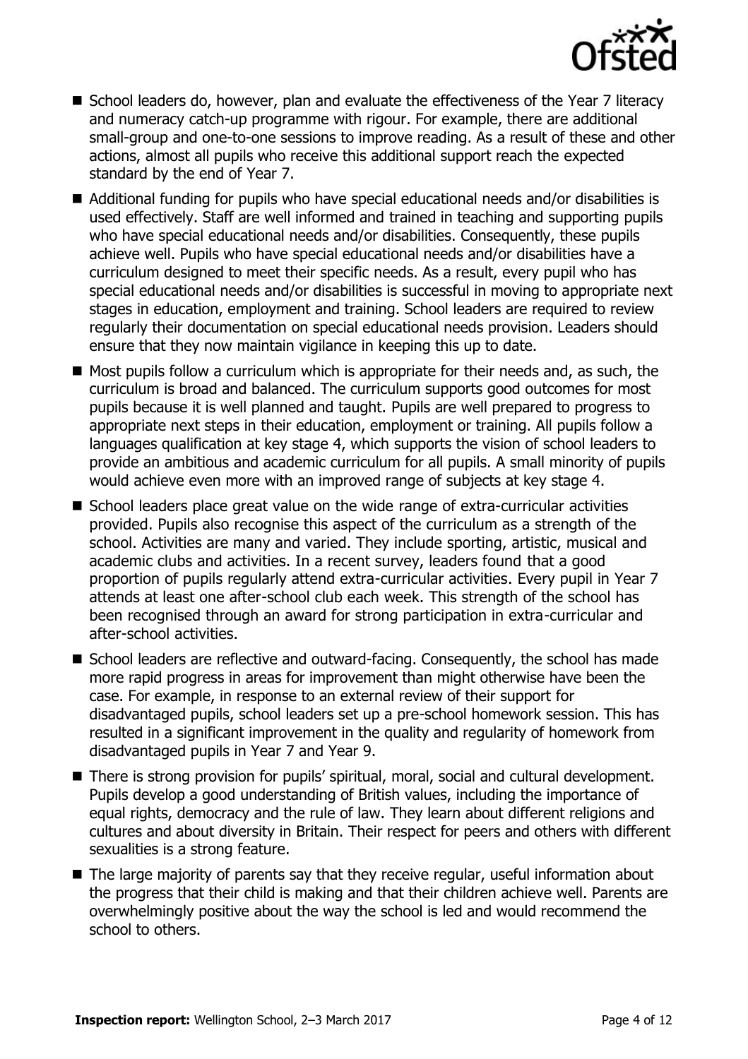- School leaders do, however, plan and evaluate the effectiveness of the Year 7 literacy and numeracy catch-up programme with rigour. For example, there are additional small-group and one-to-one sessions to improve reading. As a result of these and other actions, almost all pupils who receive this additional support reach the expected standard by the end of Year 7.
- Additional funding for pupils who have special educational needs and/or disabilities is used effectively. Staff are well informed and trained in teaching and supporting pupils who have special educational needs and/or disabilities. Consequently, these pupils achieve well. Pupils who have special educational needs and/or disabilities have a curriculum designed to meet their specific needs. As a result, every pupil who has special educational needs and/or disabilities is successful in moving to appropriate next stages in education, employment and training. School leaders are required to review regularly their documentation on special educational needs provision. Leaders should ensure that they now maintain vigilance in keeping this up to date.
- Most pupils follow a curriculum which is appropriate for their needs and, as such, the curriculum is broad and balanced. The curriculum supports good outcomes for most pupils because it is well planned and taught. Pupils are well prepared to progress to appropriate next steps in their education, employment or training. All pupils follow a languages qualification at key stage 4, which supports the vision of school leaders to provide an ambitious and academic curriculum for all pupils. A small minority of pupils would achieve even more with an improved range of subjects at key stage 4.
- School leaders place great value on the wide range of extra-curricular activities provided. Pupils also recognise this aspect of the curriculum as a strength of the school. Activities are many and varied. They include sporting, artistic, musical and academic clubs and activities. In a recent survey, leaders found that a good proportion of pupils regularly attend extra-curricular activities. Every pupil in Year 7 attends at least one after-school club each week. This strength of the school has been recognised through an award for strong participation in extra-curricular and after-school activities.
- School leaders are reflective and outward-facing. Consequently, the school has made more rapid progress in areas for improvement than might otherwise have been the case. For example, in response to an external review of their support for disadvantaged pupils, school leaders set up a pre-school homework session. This has resulted in a significant improvement in the quality and regularity of homework from disadvantaged pupils in Year 7 and Year 9.
- There is strong provision for pupils' spiritual, moral, social and cultural development. Pupils develop a good understanding of British values, including the importance of equal rights, democracy and the rule of law. They learn about different religions and cultures and about diversity in Britain. Their respect for peers and others with different sexualities is a strong feature.
- The large majority of parents say that they receive regular, useful information about the progress that their child is making and that their children achieve well. Parents are overwhelmingly positive about the way the school is led and would recommend the school to others.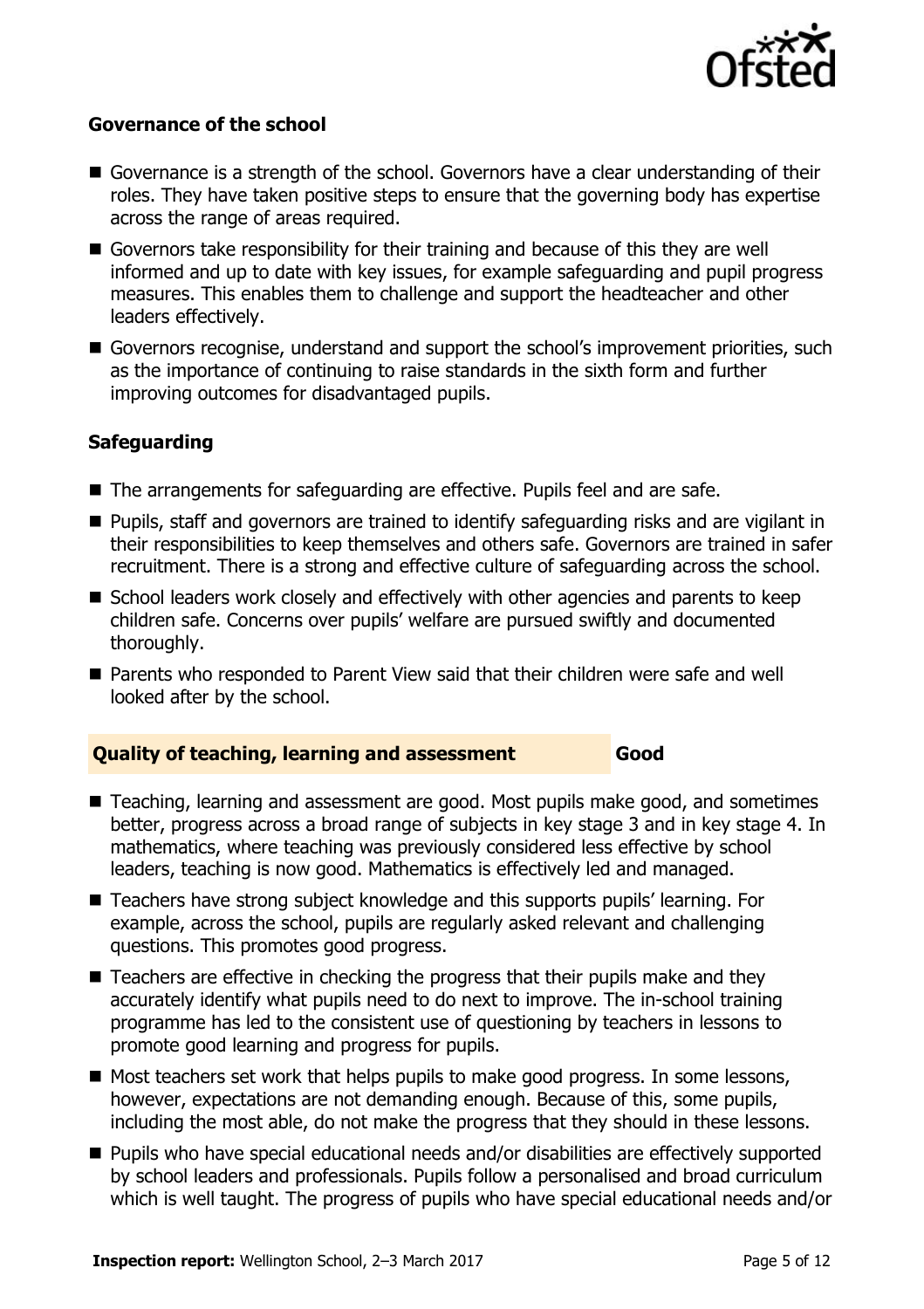### Governance of the school

- Governance is a strength of the school. Governors have a clear understanding of their roles. They have taken positive steps to ensure that the governing body has expertise across the range of areas required.
- Governors take responsibility for their training and because of this they are well informed and up to date with key issues, for example safeguarding and pupil progress measures. This enables them to challenge and support the headteacher and other leaders effectively.
- Governors recognise, understand and support the school's improvement priorities, such as the importance of continuing to raise standards in the sixth form and further improving outcomes for disadvantaged pupils.

### Safeguarding

- The arrangements for safeguarding are effective. Pupils feel and are safe.
- Pupils, staff and governors are trained to identify safeguarding risks and are vigilant in their responsibilities to keep themselves and others safe. Governors are trained in safer recruitment. There is a strong and effective culture of safeguarding across the school.
- School leaders work closely and effectively with other agencies and parents to keep children safe. Concerns over pupils' welfare are pursued swiftly and documented thoroughly.
- Parents who responded to Parent View said that their children were safe and well looked after by the school.

## Quality of teaching, learning and assessment — Good

- Teaching, learning and assessment are good. Most pupils make good, and sometimes better, progress across a broad range of subjects in key stage 3 and in key stage 4. In mathematics, where teaching was previously considered less effective by school leaders, teaching is now good. Mathematics is effectively led and managed.
- Teachers have strong subject knowledge and this supports pupils' learning. For example, across the school, pupils are regularly asked relevant and challenging questions. This promotes good progress.
- Teachers are effective in checking the progress that their pupils make and they accurately identify what pupils need to do next to improve. The in-school training programme has led to the consistent use of questioning by teachers in lessons to promote good learning and progress for pupils.
- Most teachers set work that helps pupils to make good progress. In some lessons, however, expectations are not demanding enough. Because of this, some pupils, including the most able, do not make the progress that they should in these lessons.
- Pupils who have special educational needs and/or disabilities are effectively supported by school leaders and professionals. Pupils follow a personalised and broad curriculum which is well taught. The progress of pupils who have special educational needs and/or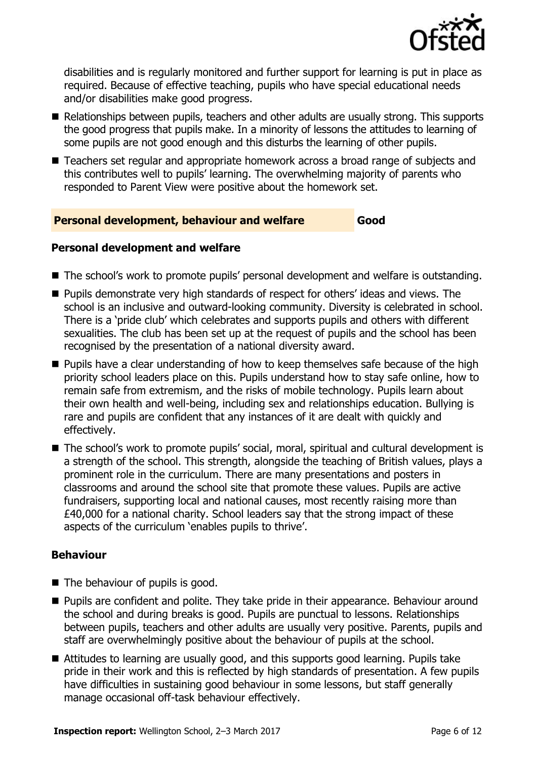disabilities and is regularly monitored and further support for learning is put in place as required. Because of effective teaching, pupils who have special educational needs and/or disabilities make good progress.

- Relationships between pupils, teachers and other adults are usually strong. This supports the good progress that pupils make. In a minority of lessons the attitudes to learning of some pupils are not good enough and this disturbs the learning of other pupils.
- Teachers set regular and appropriate homework across a broad range of subjects and this contributes well to pupils' learning. The overwhelming majority of parents who responded to Parent View were positive about the homework set.

## Personal development, behaviour and welfare — Good

### Personal development and welfare

- The school's work to promote pupils' personal development and welfare is outstanding.
- Pupils demonstrate very high standards of respect for others' ideas and views. The school is an inclusive and outward-looking community. Diversity is celebrated in school. There is a 'pride club' which celebrates and supports pupils and others with different sexualities. The club has been set up at the request of pupils and the school has been recognised by the presentation of a national diversity award.
- Pupils have a clear understanding of how to keep themselves safe because of the high priority school leaders place on this. Pupils understand how to stay safe online, how to remain safe from extremism, and the risks of mobile technology. Pupils learn about their own health and well-being, including sex and relationships education. Bullying is rare and pupils are confident that any instances of it are dealt with quickly and effectively.
- The school's work to promote pupils' social, moral, spiritual and cultural development is a strength of the school. This strength, alongside the teaching of British values, plays a prominent role in the curriculum. There are many presentations and posters in classrooms and around the school site that promote these values. Pupils are active fundraisers, supporting local and national causes, most recently raising more than £40,000 for a national charity. School leaders say that the strong impact of these aspects of the curriculum 'enables pupils to thrive'.

### Behaviour

- The behaviour of pupils is good.
- Pupils are confident and polite. They take pride in their appearance. Behaviour around the school and during breaks is good. Pupils are punctual to lessons. Relationships between pupils, teachers and other adults are usually very positive. Parents, pupils and staff are overwhelmingly positive about the behaviour of pupils at the school.
- Attitudes to learning are usually good, and this supports good learning. Pupils take pride in their work and this is reflected by high standards of presentation. A few pupils have difficulties in sustaining good behaviour in some lessons, but staff generally manage occasional off-task behaviour effectively.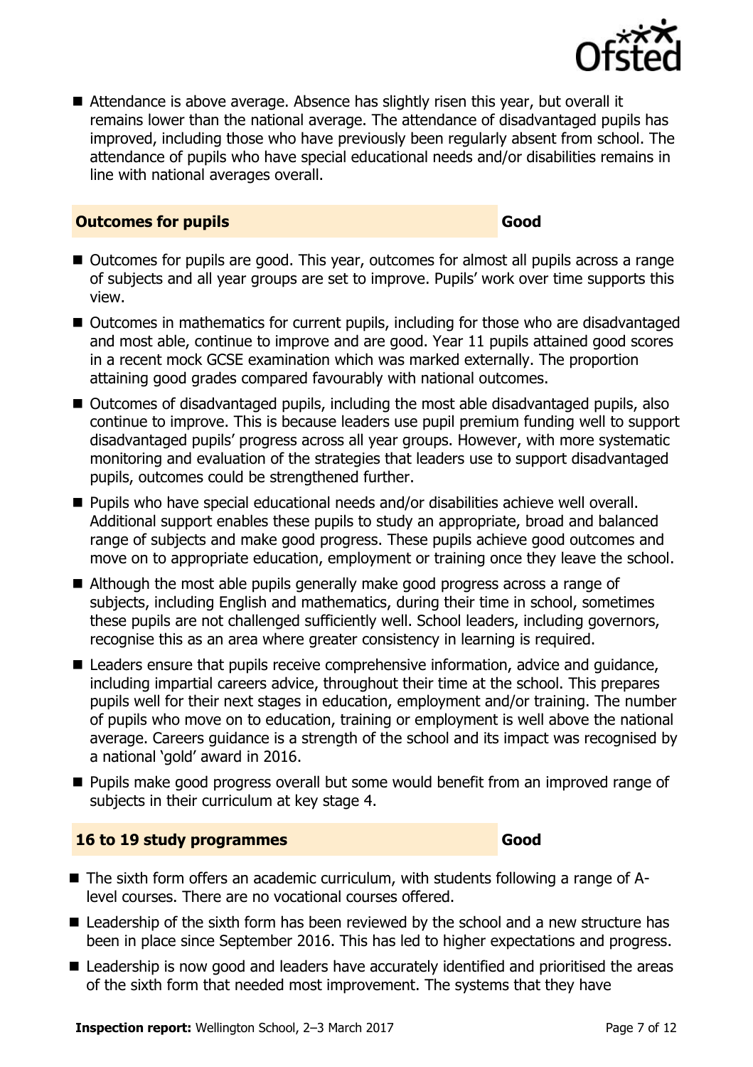- Attendance is above average. Absence has slightly risen this year, but overall it remains lower than the national average. The attendance of disadvantaged pupils has improved, including those who have previously been regularly absent from school. The attendance of pupils who have special educational needs and/or disabilities remains in line with national averages overall.

## Outcomes for pupils — Good

- Outcomes for pupils are good. This year, outcomes for almost all pupils across a range of subjects and all year groups are set to improve. Pupils' work over time supports this view.
- Outcomes in mathematics for current pupils, including for those who are disadvantaged and most able, continue to improve and are good. Year 11 pupils attained good scores in a recent mock GCSE examination which was marked externally. The proportion attaining good grades compared favourably with national outcomes.
- Outcomes of disadvantaged pupils, including the most able disadvantaged pupils, also continue to improve. This is because leaders use pupil premium funding well to support disadvantaged pupils' progress across all year groups. However, with more systematic monitoring and evaluation of the strategies that leaders use to support disadvantaged pupils, outcomes could be strengthened further.
- Pupils who have special educational needs and/or disabilities achieve well overall. Additional support enables these pupils to study an appropriate, broad and balanced range of subjects and make good progress. These pupils achieve good outcomes and move on to appropriate education, employment or training once they leave the school.
- Although the most able pupils generally make good progress across a range of subjects, including English and mathematics, during their time in school, sometimes these pupils are not challenged sufficiently well. School leaders, including governors, recognise this as an area where greater consistency in learning is required.
- Leaders ensure that pupils receive comprehensive information, advice and guidance, including impartial careers advice, throughout their time at the school. This prepares pupils well for their next stages in education, employment and/or training. The number of pupils who move on to education, training or employment is well above the national average. Careers guidance is a strength of the school and its impact was recognised by a national 'gold' award in 2016.
- Pupils make good progress overall but some would benefit from an improved range of subjects in their curriculum at key stage 4.

## 16 to 19 study programmes — Good

- The sixth form offers an academic curriculum, with students following a range of A-level courses. There are no vocational courses offered.
- Leadership of the sixth form has been reviewed by the school and a new structure has been in place since September 2016. This has led to higher expectations and progress.
- Leadership is now good and leaders have accurately identified and prioritised the areas of the sixth form that needed most improvement. The systems that they have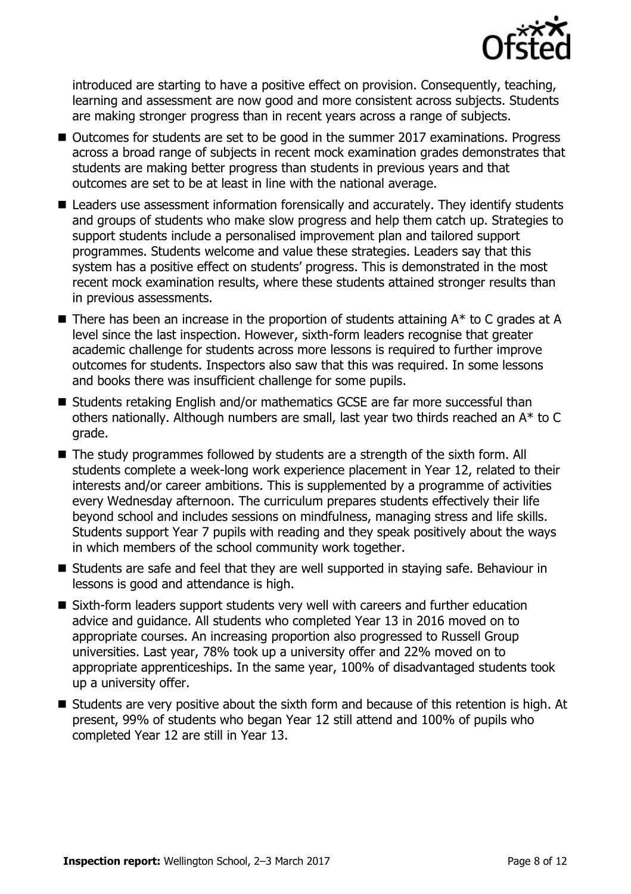introduced are starting to have a positive effect on provision. Consequently, teaching, learning and assessment are now good and more consistent across subjects. Students are making stronger progress than in recent years across a range of subjects.

- Outcomes for students are set to be good in the summer 2017 examinations. Progress across a broad range of subjects in recent mock examination grades demonstrates that students are making better progress than students in previous years and that outcomes are set to be at least in line with the national average.
- Leaders use assessment information forensically and accurately. They identify students and groups of students who make slow progress and help them catch up. Strategies to support students include a personalised improvement plan and tailored support programmes. Students welcome and value these strategies. Leaders say that this system has a positive effect on students' progress. This is demonstrated in the most recent mock examination results, where these students attained stronger results than in previous assessments.
- There has been an increase in the proportion of students attaining A* to C grades at A level since the last inspection. However, sixth-form leaders recognise that greater academic challenge for students across more lessons is required to further improve outcomes for students. Inspectors also saw that this was required. In some lessons and books there was insufficient challenge for some pupils.
- Students retaking English and/or mathematics GCSE are far more successful than others nationally. Although numbers are small, last year two thirds reached an A* to C grade.
- The study programmes followed by students are a strength of the sixth form. All students complete a week-long work experience placement in Year 12, related to their interests and/or career ambitions. This is supplemented by a programme of activities every Wednesday afternoon. The curriculum prepares students effectively their life beyond school and includes sessions on mindfulness, managing stress and life skills. Students support Year 7 pupils with reading and they speak positively about the ways in which members of the school community work together.
- Students are safe and feel that they are well supported in staying safe. Behaviour in lessons is good and attendance is high.
- Sixth-form leaders support students very well with careers and further education advice and guidance. All students who completed Year 13 in 2016 moved on to appropriate courses. An increasing proportion also progressed to Russell Group universities. Last year, 78% took up a university offer and 22% moved on to appropriate apprenticeships. In the same year, 100% of disadvantaged students took up a university offer.
- Students are very positive about the sixth form and because of this retention is high. At present, 99% of students who began Year 12 still attend and 100% of pupils who completed Year 12 are still in Year 13.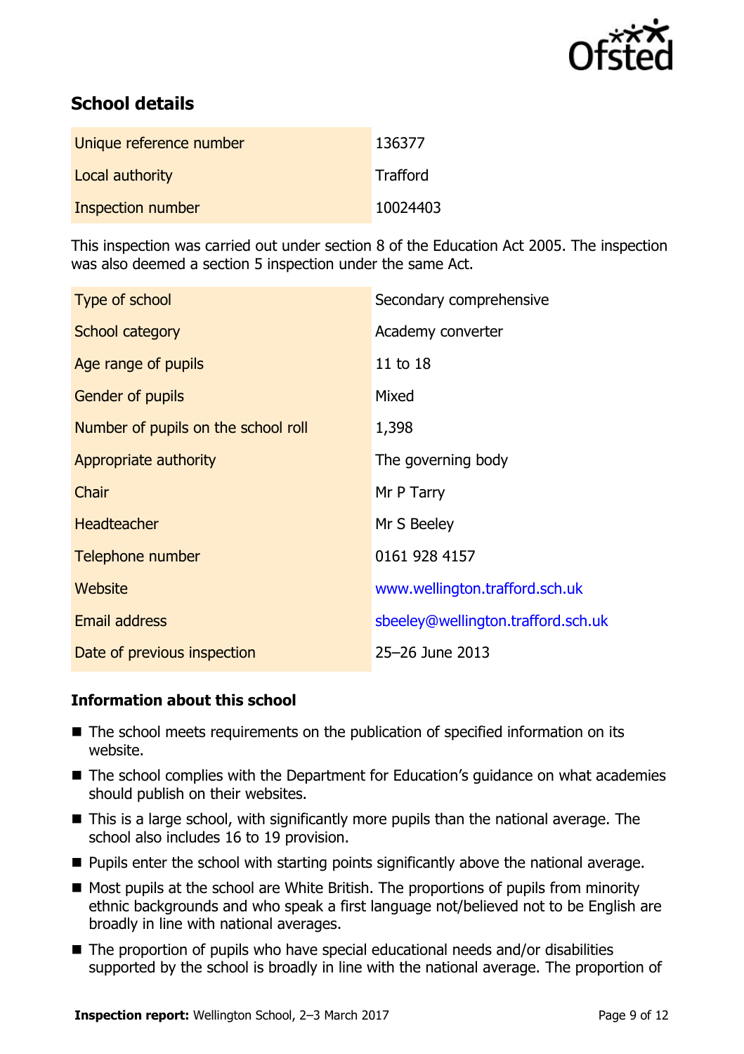## School details

| | |
|---|---|
| Unique reference number | 136377 |
| Local authority | Trafford |
| Inspection number | 10024403 |

This inspection was carried out under section 8 of the Education Act 2005. The inspection was also deemed a section 5 inspection under the same Act.

| | |
|---|---|
| Type of school | Secondary comprehensive |
| School category | Academy converter |
| Age range of pupils | 11 to 18 |
| Gender of pupils | Mixed |
| Number of pupils on the school roll | 1,398 |
| Appropriate authority | The governing body |
| Chair | Mr P Tarry |
| Headteacher | Mr S Beeley |
| Telephone number | 0161 928 4157 |
| Website | www.wellington.trafford.sch.uk |
| Email address | sbeeley@wellington.trafford.sch.uk |
| Date of previous inspection | 25–26 June 2013 |

### Information about this school

- The school meets requirements on the publication of specified information on its website.
- The school complies with the Department for Education's guidance on what academies should publish on their websites.
- This is a large school, with significantly more pupils than the national average. The school also includes 16 to 19 provision.
- Pupils enter the school with starting points significantly above the national average.
- Most pupils at the school are White British. The proportions of pupils from minority ethnic backgrounds and who speak a first language not/believed not to be English are broadly in line with national averages.
- The proportion of pupils who have special educational needs and/or disabilities supported by the school is broadly in line with the national average. The proportion of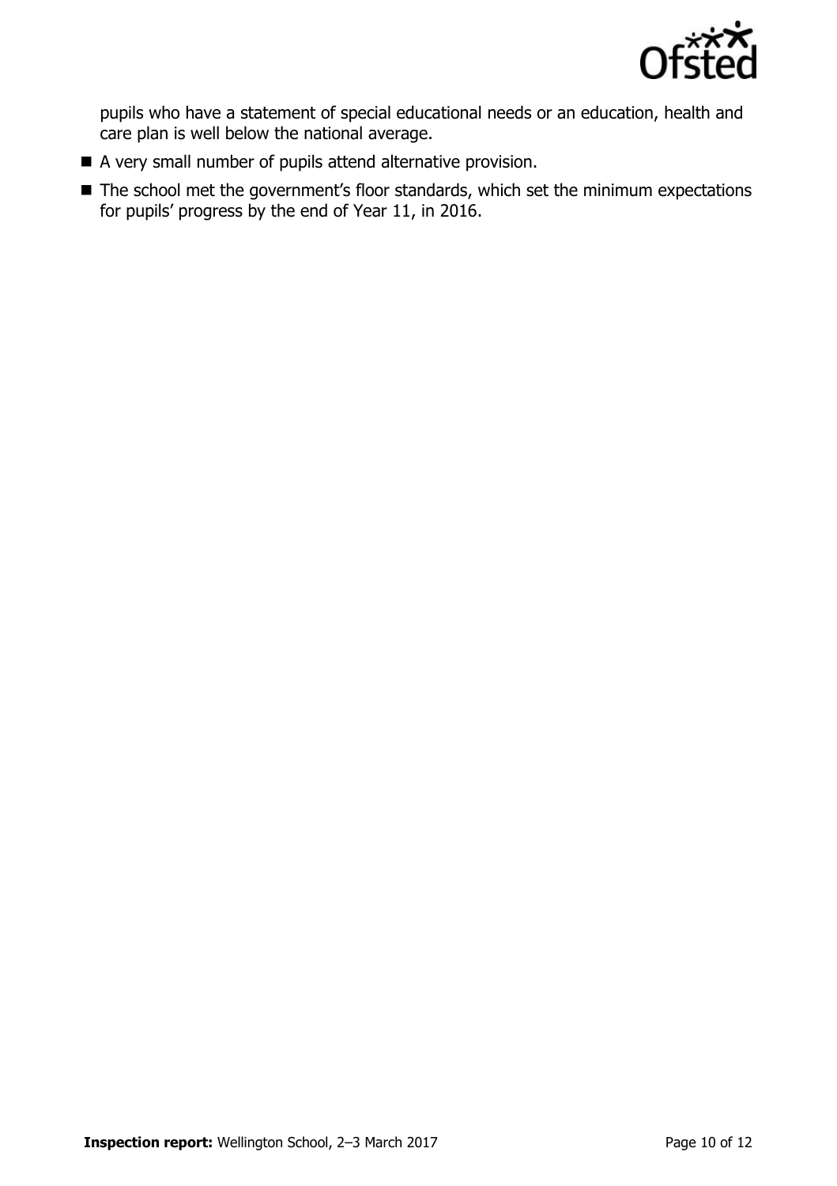pupils who have a statement of special educational needs or an education, health and care plan is well below the national average.

- A very small number of pupils attend alternative provision.
- The school met the government's floor standards, which set the minimum expectations for pupils' progress by the end of Year 11, in 2016.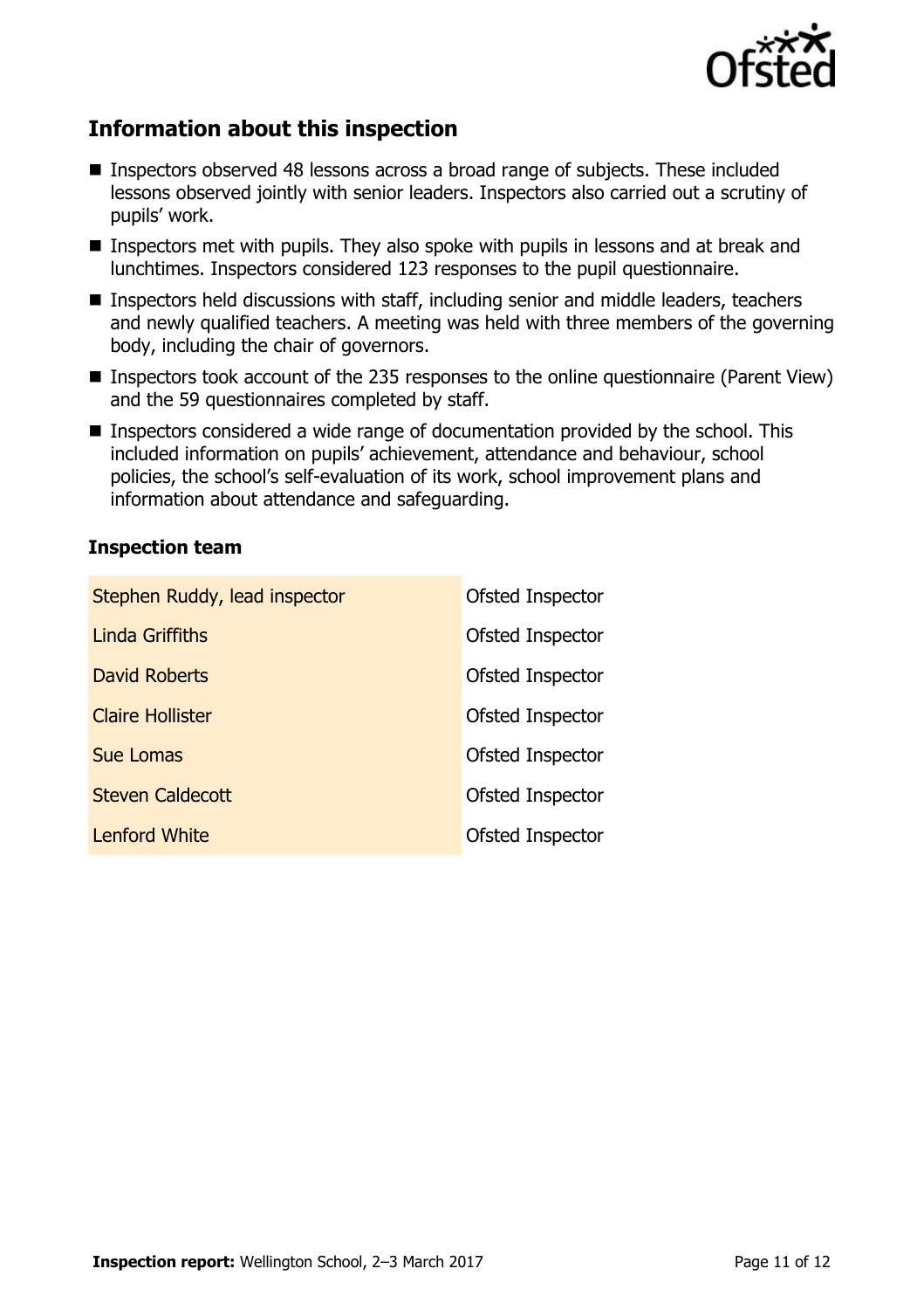## Information about this inspection

- Inspectors observed 48 lessons across a broad range of subjects. These included lessons observed jointly with senior leaders. Inspectors also carried out a scrutiny of pupils' work.
- Inspectors met with pupils. They also spoke with pupils in lessons and at break and lunchtimes. Inspectors considered 123 responses to the pupil questionnaire.
- Inspectors held discussions with staff, including senior and middle leaders, teachers and newly qualified teachers. A meeting was held with three members of the governing body, including the chair of governors.
- Inspectors took account of the 235 responses to the online questionnaire (Parent View) and the 59 questionnaires completed by staff.
- Inspectors considered a wide range of documentation provided by the school. This included information on pupils' achievement, attendance and behaviour, school policies, the school's self-evaluation of its work, school improvement plans and information about attendance and safeguarding.

### Inspection team

| | |
|---|---|
| Stephen Ruddy, lead inspector | Ofsted Inspector |
| Linda Griffiths | Ofsted Inspector |
| David Roberts | Ofsted Inspector |
| Claire Hollister | Ofsted Inspector |
| Sue Lomas | Ofsted Inspector |
| Steven Caldecott | Ofsted Inspector |
| Lenford White | Ofsted Inspector |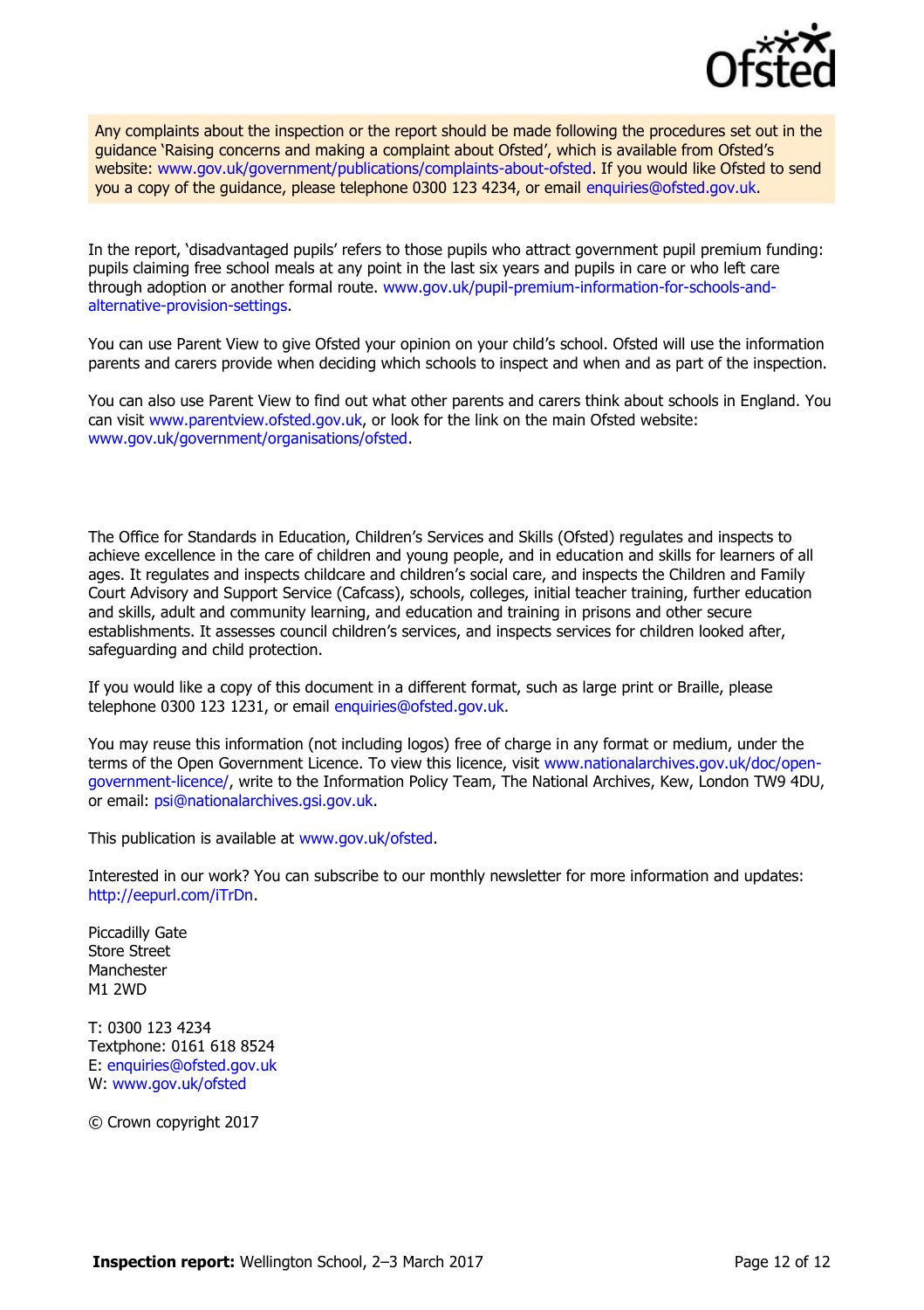Any complaints about the inspection or the report should be made following the procedures set out in the guidance 'Raising concerns and making a complaint about Ofsted', which is available from Ofsted's website: www.gov.uk/government/publications/complaints-about-ofsted. If you would like Ofsted to send you a copy of the guidance, please telephone 0300 123 4234, or email enquiries@ofsted.gov.uk.

In the report, 'disadvantaged pupils' refers to those pupils who attract government pupil premium funding: pupils claiming free school meals at any point in the last six years and pupils in care or who left care through adoption or another formal route. www.gov.uk/pupil-premium-information-for-schools-and-alternative-provision-settings.

You can use Parent View to give Ofsted your opinion on your child's school. Ofsted will use the information parents and carers provide when deciding which schools to inspect and when and as part of the inspection.

You can also use Parent View to find out what other parents and carers think about schools in England. You can visit www.parentview.ofsted.gov.uk, or look for the link on the main Ofsted website: www.gov.uk/government/organisations/ofsted.

The Office for Standards in Education, Children's Services and Skills (Ofsted) regulates and inspects to achieve excellence in the care of children and young people, and in education and skills for learners of all ages. It regulates and inspects childcare and children's social care, and inspects the Children and Family Court Advisory and Support Service (Cafcass), schools, colleges, initial teacher training, further education and skills, adult and community learning, and education and training in prisons and other secure establishments. It assesses council children's services, and inspects services for children looked after, safeguarding and child protection.

If you would like a copy of this document in a different format, such as large print or Braille, please telephone 0300 123 1231, or email enquiries@ofsted.gov.uk.

You may reuse this information (not including logos) free of charge in any format or medium, under the terms of the Open Government Licence. To view this licence, visit www.nationalarchives.gov.uk/doc/open-government-licence/, write to the Information Policy Team, The National Archives, Kew, London TW9 4DU, or email: psi@nationalarchives.gsi.gov.uk.

This publication is available at www.gov.uk/ofsted.

Interested in our work? You can subscribe to our monthly newsletter for more information and updates: http://eepurl.com/iTrDn.

Piccadilly Gate
Store Street
Manchester
M1 2WD

T: 0300 123 4234
Textphone: 0161 618 8524
E: enquiries@ofsted.gov.uk
W: www.gov.uk/ofsted

© Crown copyright 2017